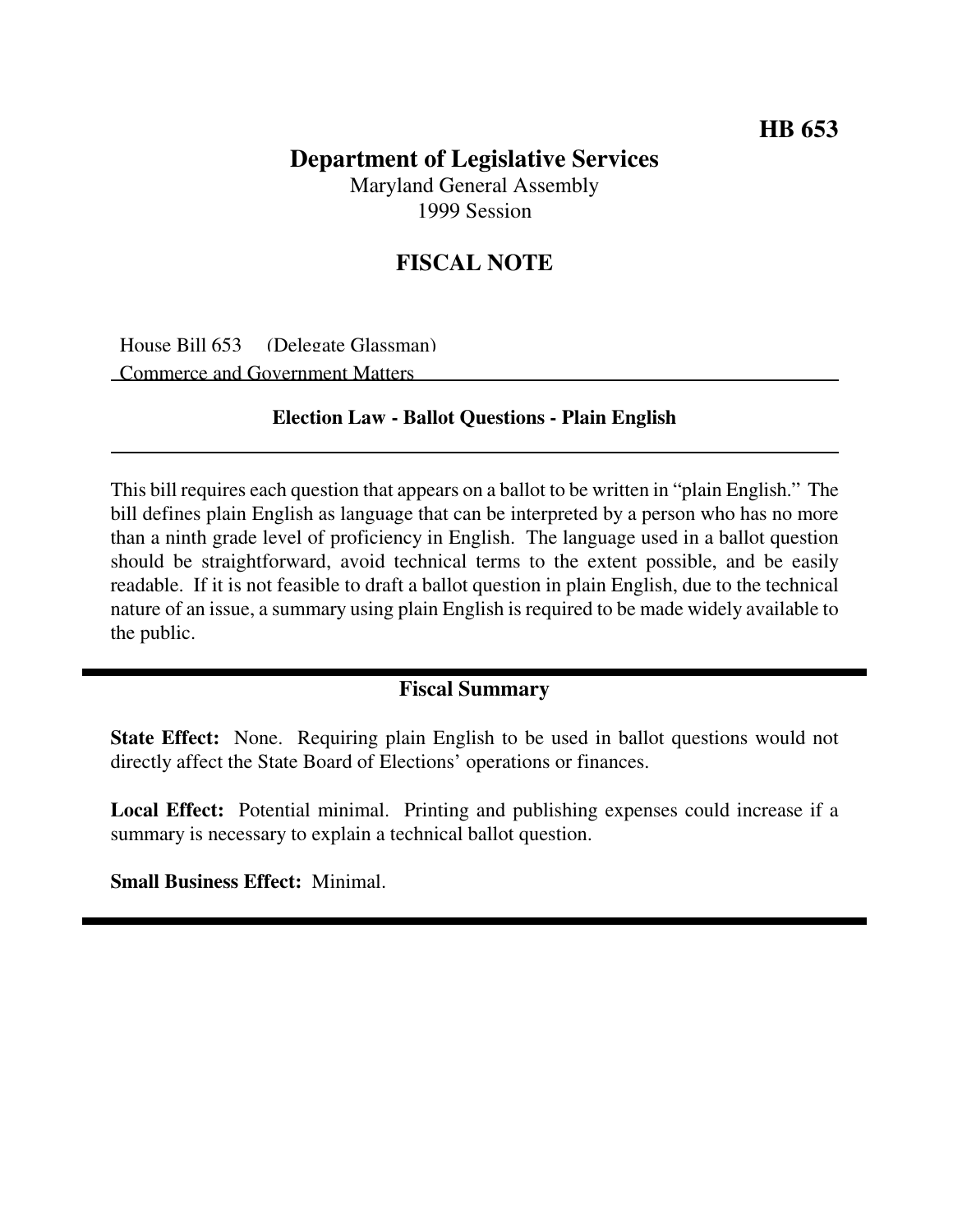**HB 653**

# Department of Legislative Services

Maryland General Assembly
1999 Session

## FISCAL NOTE

House Bill 653 (Delegate Glassman)
Commerce and Government Matters

### Election Law - Ballot Questions - Plain English

This bill requires each question that appears on a ballot to be written in "plain English." The bill defines plain English as language that can be interpreted by a person who has no more than a ninth grade level of proficiency in English. The language used in a ballot question should be straightforward, avoid technical terms to the extent possible, and be easily readable. If it is not feasible to draft a ballot question in plain English, due to the technical nature of an issue, a summary using plain English is required to be made widely available to the public.

### Fiscal Summary

**State Effect:** None. Requiring plain English to be used in ballot questions would not directly affect the State Board of Elections' operations or finances.

**Local Effect:** Potential minimal. Printing and publishing expenses could increase if a summary is necessary to explain a technical ballot question.

**Small Business Effect:** Minimal.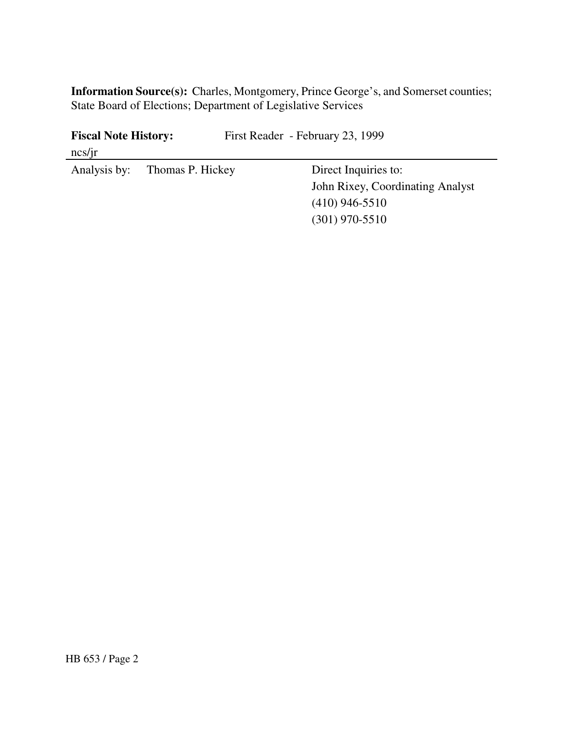**Information Source(s):** Charles, Montgomery, Prince George's, and Somerset counties; State Board of Elections; Department of Legislative Services

**Fiscal Note History:** First Reader - February 23, 1999
ncs/jr

---

Analysis by: Thomas P. Hickey

Direct Inquiries to:
John Rixey, Coordinating Analyst
(410) 946-5510
(301) 970-5510